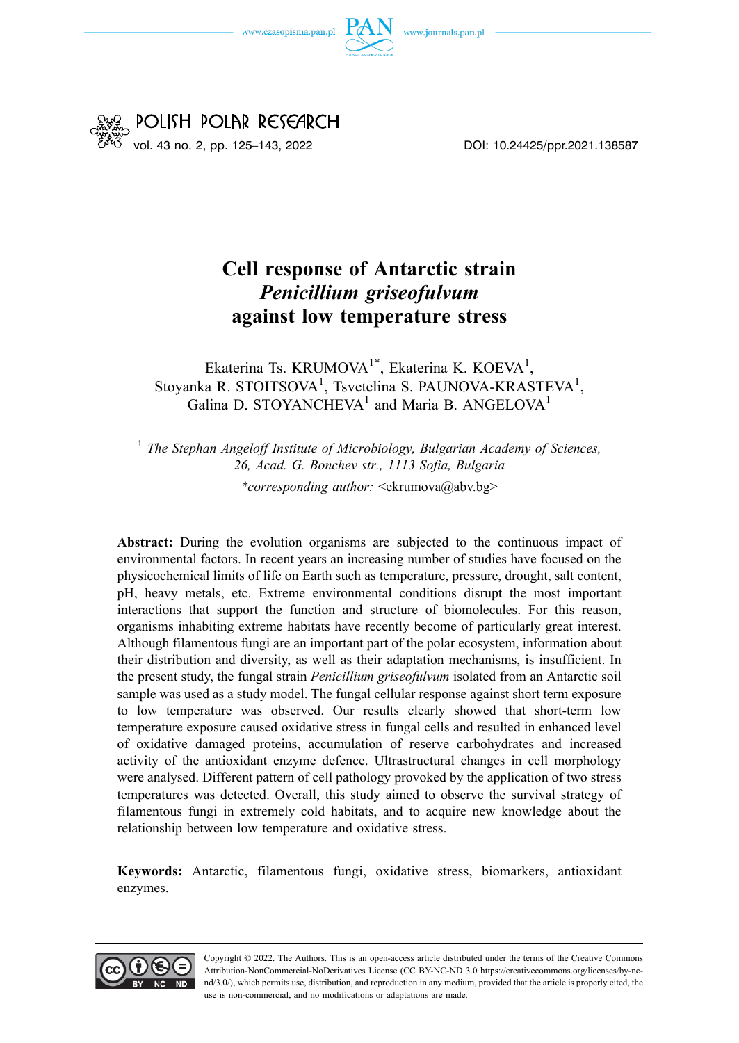# Cell response of Antarctic strain *Penicillium griseofulvum* against low temperature stress

Ekaterina Ts. KRUMOVA[1*], Ekaterina K. KOEVA[1], Stoyanka R. STOITSOVA[1], Tsvetelina S. PAUNOVA-KRASTEVA[1], Galina D. STOYANCHEVA[1] and Maria B. ANGELOVA[1]

[1] *The Stephan Angeloff Institute of Microbiology, Bulgarian Academy of Sciences, 26, Acad. G. Bonchev str., 1113 Sofia, Bulgaria*

*\*corresponding author:* <ekrumova@abv.bg>

**Abstract:** During the evolution organisms are subjected to the continuous impact of environmental factors. In recent years an increasing number of studies have focused on the physicochemical limits of life on Earth such as temperature, pressure, drought, salt content, pH, heavy metals, etc. Extreme environmental conditions disrupt the most important interactions that support the function and structure of biomolecules. For this reason, organisms inhabiting extreme habitats have recently become of particularly great interest. Although filamentous fungi are an important part of the polar ecosystem, information about their distribution and diversity, as well as their adaptation mechanisms, is insufficient. In the present study, the fungal strain *Penicillium griseofulvum* isolated from an Antarctic soil sample was used as a study model. The fungal cellular response against short term exposure to low temperature was observed. Our results clearly showed that short-term low temperature exposure caused oxidative stress in fungal cells and resulted in enhanced level of oxidative damaged proteins, accumulation of reserve carbohydrates and increased activity of the antioxidant enzyme defence. Ultrastructural changes in cell morphology were analysed. Different pattern of cell pathology provoked by the application of two stress temperatures was detected. Overall, this study aimed to observe the survival strategy of filamentous fungi in extremely cold habitats, and to acquire new knowledge about the relationship between low temperature and oxidative stress.

**Keywords:** Antarctic, filamentous fungi, oxidative stress, biomarkers, antioxidant enzymes.

Copyright © 2022. The Authors. This is an open-access article distributed under the terms of the Creative Commons Attribution-NonCommercial-NoDerivatives License (CC BY-NC-ND 3.0 https://creativecommons.org/licenses/by-nc-nd/3.0/), which permits use, distribution, and reproduction in any medium, provided that the article is properly cited, the use is non-commercial, and no modifications or adaptations are made.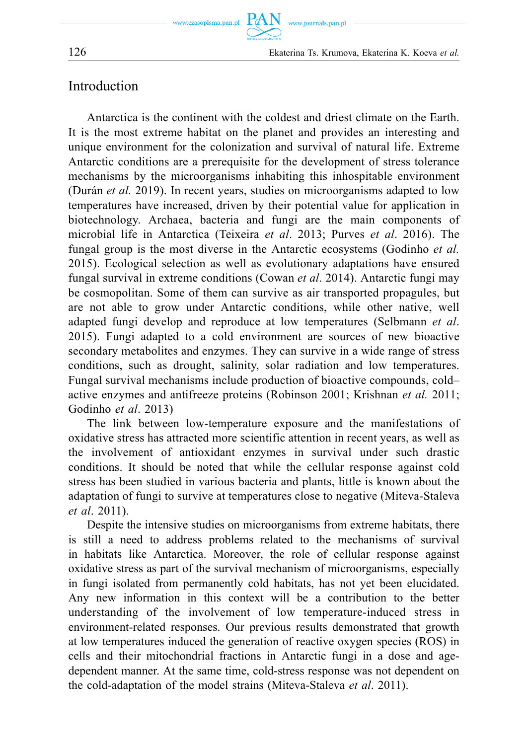## Introduction

Antarctica is the continent with the coldest and driest climate on the Earth. It is the most extreme habitat on the planet and provides an interesting and unique environment for the colonization and survival of natural life. Extreme Antarctic conditions are a prerequisite for the development of stress tolerance mechanisms by the microorganisms inhabiting this inhospitable environment (Durán *et al.* 2019). In recent years, studies on microorganisms adapted to low temperatures have increased, driven by their potential value for application in biotechnology. Archaea, bacteria and fungi are the main components of microbial life in Antarctica (Teixeira *et al*. 2013; Purves *et al*. 2016). The fungal group is the most diverse in the Antarctic ecosystems (Godinho *et al.* 2015). Ecological selection as well as evolutionary adaptations have ensured fungal survival in extreme conditions (Cowan *et al*. 2014). Antarctic fungi may be cosmopolitan. Some of them can survive as air transported propagules, but are not able to grow under Antarctic conditions, while other native, well adapted fungi develop and reproduce at low temperatures (Selbmann *et al*. 2015). Fungi adapted to a cold environment are sources of new bioactive secondary metabolites and enzymes. They can survive in a wide range of stress conditions, such as drought, salinity, solar radiation and low temperatures. Fungal survival mechanisms include production of bioactive compounds, cold–active enzymes and antifreeze proteins (Robinson 2001; Krishnan *et al.* 2011; Godinho *et al*. 2013)

The link between low-temperature exposure and the manifestations of oxidative stress has attracted more scientific attention in recent years, as well as the involvement of antioxidant enzymes in survival under such drastic conditions. It should be noted that while the cellular response against cold stress has been studied in various bacteria and plants, little is known about the adaptation of fungi to survive at temperatures close to negative (Miteva-Staleva *et al*. 2011).

Despite the intensive studies on microorganisms from extreme habitats, there is still a need to address problems related to the mechanisms of survival in habitats like Antarctica. Moreover, the role of cellular response against oxidative stress as part of the survival mechanism of microorganisms, especially in fungi isolated from permanently cold habitats, has not yet been elucidated. Any new information in this context will be a contribution to the better understanding of the involvement of low temperature-induced stress in environment-related responses. Our previous results demonstrated that growth at low temperatures induced the generation of reactive oxygen species (ROS) in cells and their mitochondrial fractions in Antarctic fungi in a dose and age-dependent manner. At the same time, cold-stress response was not dependent on the cold-adaptation of the model strains (Miteva-Staleva *et al*. 2011).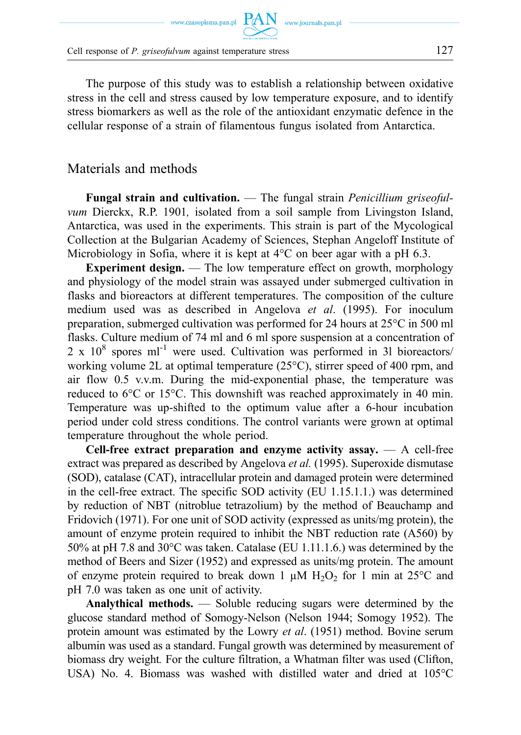The purpose of this study was to establish a relationship between oxidative stress in the cell and stress caused by low temperature exposure, and to identify stress biomarkers as well as the role of the antioxidant enzymatic defence in the cellular response of a strain of filamentous fungus isolated from Antarctica.

## Materials and methods

**Fungal strain and cultivation.** — The fungal strain *Penicillium griseofulvum* Dierckx, R.P. 1901, isolated from a soil sample from Livingston Island, Antarctica, was used in the experiments. This strain is part of the Mycological Collection at the Bulgarian Academy of Sciences, Stephan Angeloff Institute of Microbiology in Sofia, where it is kept at 4°C on beer agar with a pH 6.3.

**Experiment design.** — The low temperature effect on growth, morphology and physiology of the model strain was assayed under submerged cultivation in flasks and bioreactors at different temperatures. The composition of the culture medium used was as described in Angelova *et al*. (1995). For inoculum preparation, submerged cultivation was performed for 24 hours at 25°C in 500 ml flasks. Culture medium of 74 ml and 6 ml spore suspension at a concentration of 2 x $10^8$ spores $ml^{-1}$ were used. Cultivation was performed in 3l bioreactors/ working volume 2L at optimal temperature (25°C), stirrer speed of 400 rpm, and air flow 0.5 v.v.m. During the mid-exponential phase, the temperature was reduced to 6°C or 15°C. This downshift was reached approximately in 40 min. Temperature was up-shifted to the optimum value after a 6-hour incubation period under cold stress conditions. The control variants were grown at optimal temperature throughout the whole period.

**Cell-free extract preparation and enzyme activity assay.** — A cell-free extract was prepared as described by Angelova *et al.* (1995). Superoxide dismutase (SOD), catalase (CAT), intracellular protein and damaged protein were determined in the cell-free extract. The specific SOD activity (EU 1.15.1.1.) was determined by reduction of NBT (nitroblue tetrazolium) by the method of Beauchamp and Fridovich (1971). For one unit of SOD activity (expressed as units/mg protein), the amount of enzyme protein required to inhibit the NBT reduction rate (A560) by 50% at pH 7.8 and 30°C was taken. Catalase (EU 1.11.1.6.) was determined by the method of Beers and Sizer (1952) and expressed as units/mg protein. The amount of enzyme protein required to break down 1 μM $H_2O_2$ for 1 min at 25°C and pH 7.0 was taken as one unit of activity.

**Analytical methods.** — Soluble reducing sugars were determined by the glucose standard method of Somogy-Nelson (Nelson 1944; Somogy 1952). The protein amount was estimated by the Lowry *et al*. (1951) method. Bovine serum albumin was used as a standard. Fungal growth was determined by measurement of biomass dry weight. For the culture filtration, a Whatman filter was used (Clifton, USA) No. 4. Biomass was washed with distilled water and dried at 105°C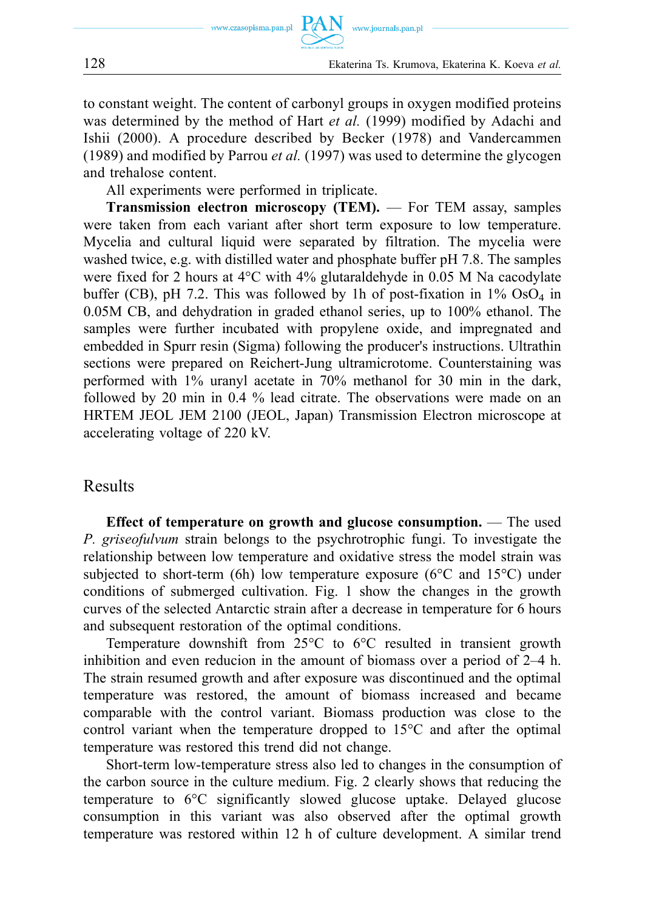to constant weight. The content of carbonyl groups in oxygen modified proteins was determined by the method of Hart *et al.* (1999) modified by Adachi and Ishii (2000). A procedure described by Becker (1978) and Vandercammen (1989) and modified by Parrou *et al.* (1997) was used to determine the glycogen and trehalose content.

All experiments were performed in triplicate.

**Transmission electron microscopy (TEM).** — For TEM assay, samples were taken from each variant after short term exposure to low temperature. Mycelia and cultural liquid were separated by filtration. The mycelia were washed twice, e.g. with distilled water and phosphate buffer pH 7.8. The samples were fixed for 2 hours at 4°C with 4% glutaraldehyde in 0.05 M Na cacodylate buffer (CB), pH 7.2. This was followed by 1h of post-fixation in 1% $OsO_4$ in 0.05M CB, and dehydration in graded ethanol series, up to 100% ethanol. The samples were further incubated with propylene oxide, and impregnated and embedded in Spurr resin (Sigma) following the producer's instructions. Ultrathin sections were prepared on Reichert-Jung ultramicrotome. Counterstaining was performed with 1% uranyl acetate in 70% methanol for 30 min in the dark, followed by 20 min in 0.4 % lead citrate. The observations were made on an HRTEM JEOL JEM 2100 (JEOL, Japan) Transmission Electron microscope at accelerating voltage of 220 kV.

## Results

**Effect of temperature on growth and glucose consumption.** — The used *P. griseofulvum* strain belongs to the psychrotrophic fungi. To investigate the relationship between low temperature and oxidative stress the model strain was subjected to short-term (6h) low temperature exposure (6°C and 15°C) under conditions of submerged cultivation. Fig. 1 show the changes in the growth curves of the selected Antarctic strain after a decrease in temperature for 6 hours and subsequent restoration of the optimal conditions.

Temperature downshift from 25°C to 6°C resulted in transient growth inhibition and even reducion in the amount of biomass over a period of 2–4 h. The strain resumed growth and after exposure was discontinued and the optimal temperature was restored, the amount of biomass increased and became comparable with the control variant. Biomass production was close to the control variant when the temperature dropped to 15°C and after the optimal temperature was restored this trend did not change.

Short-term low-temperature stress also led to changes in the consumption of the carbon source in the culture medium. Fig. 2 clearly shows that reducing the temperature to 6°C significantly slowed glucose uptake. Delayed glucose consumption in this variant was also observed after the optimal growth temperature was restored within 12 h of culture development. A similar trend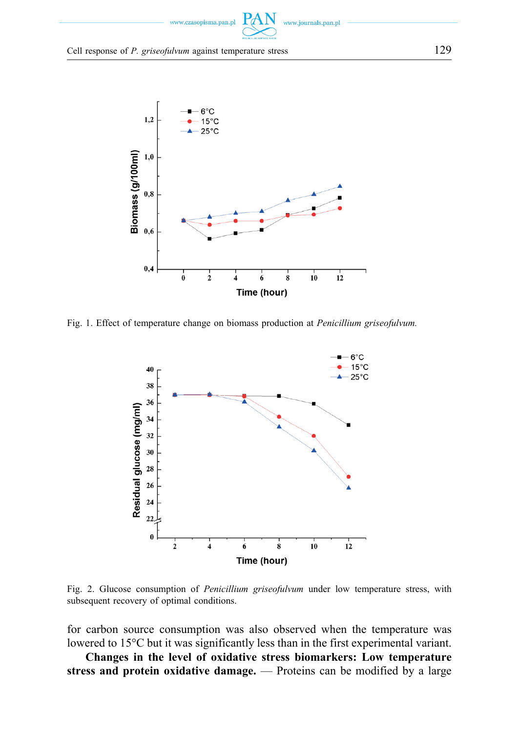Fig. 1. Effect of temperature change on biomass production at *Penicillium griseofulvum.*

Fig. 2. Glucose consumption of *Penicillium griseofulvum* under low temperature stress, with subsequent recovery of optimal conditions.

for carbon source consumption was also observed when the temperature was lowered to 15°C but it was significantly less than in the first experimental variant.

**Changes in the level of oxidative stress biomarkers: Low temperature stress and protein oxidative damage.** — Proteins can be modified by a large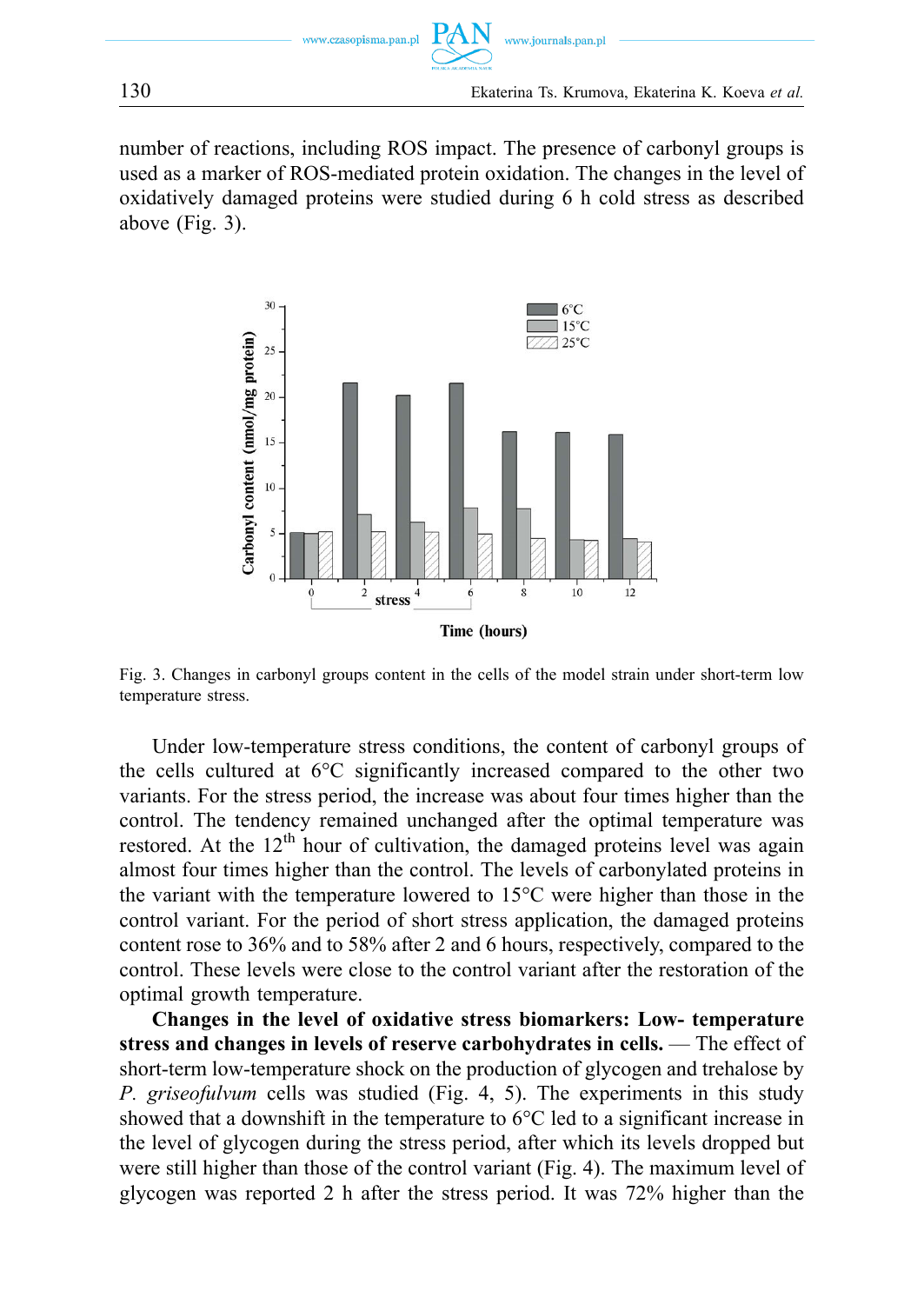number of reactions, including ROS impact. The presence of carbonyl groups is used as a marker of ROS-mediated protein oxidation. The changes in the level of oxidatively damaged proteins were studied during 6 h cold stress as described above (Fig. 3).

Fig. 3. Changes in carbonyl groups content in the cells of the model strain under short-term low temperature stress.

Under low-temperature stress conditions, the content of carbonyl groups of the cells cultured at 6°C significantly increased compared to the other two variants. For the stress period, the increase was about four times higher than the control. The tendency remained unchanged after the optimal temperature was restored. At the 12th hour of cultivation, the damaged proteins level was again almost four times higher than the control. The levels of carbonylated proteins in the variant with the temperature lowered to 15°C were higher than those in the control variant. For the period of short stress application, the damaged proteins content rose to 36% and to 58% after 2 and 6 hours, respectively, compared to the control. These levels were close to the control variant after the restoration of the optimal growth temperature.

**Changes in the level of oxidative stress biomarkers: Low- temperature stress and changes in levels of reserve carbohydrates in cells.** — The effect of short-term low-temperature shock on the production of glycogen and trehalose by *P. griseofulvum* cells was studied (Fig. 4, 5). The experiments in this study showed that a downshift in the temperature to 6°C led to a significant increase in the level of glycogen during the stress period, after which its levels dropped but were still higher than those of the control variant (Fig. 4). The maximum level of glycogen was reported 2 h after the stress period. It was 72% higher than the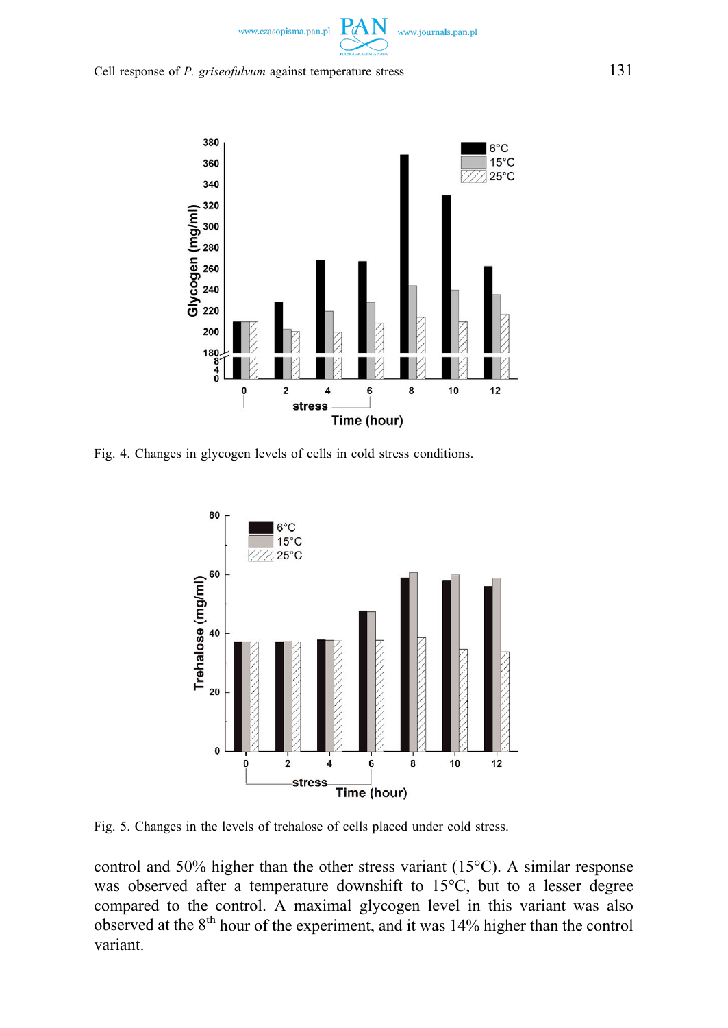Fig. 4. Changes in glycogen levels of cells in cold stress conditions.

Fig. 5. Changes in the levels of trehalose of cells placed under cold stress.

control and 50% higher than the other stress variant (15°C). A similar response was observed after a temperature downshift to 15°C, but to a lesser degree compared to the control. A maximal glycogen level in this variant was also observed at the 8th hour of the experiment, and it was 14% higher than the control variant.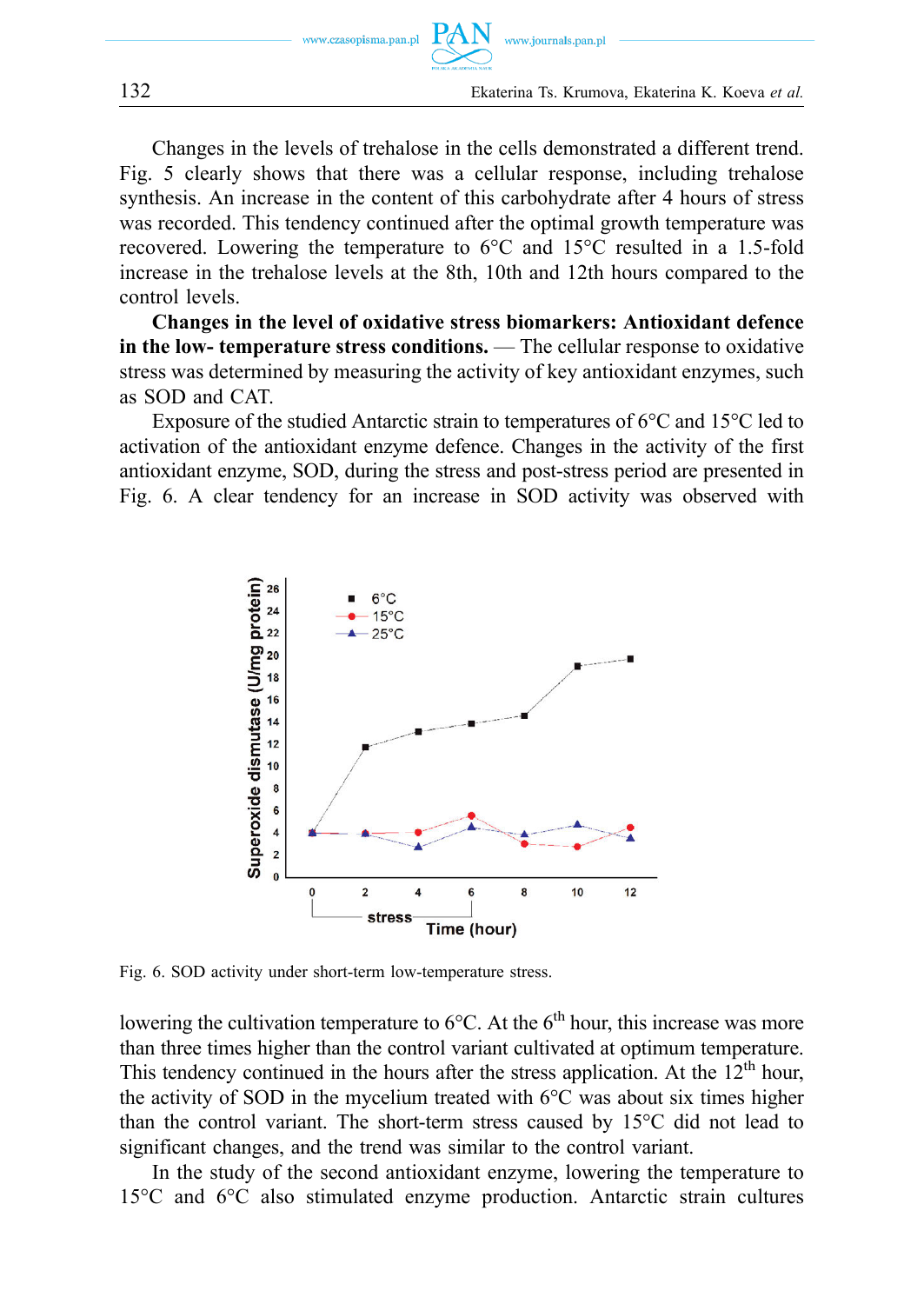Changes in the levels of trehalose in the cells demonstrated a different trend. Fig. 5 clearly shows that there was a cellular response, including trehalose synthesis. An increase in the content of this carbohydrate after 4 hours of stress was recorded. This tendency continued after the optimal growth temperature was recovered. Lowering the temperature to 6°C and 15°C resulted in a 1.5-fold increase in the trehalose levels at the 8th, 10th and 12th hours compared to the control levels.

**Changes in the level of oxidative stress biomarkers: Antioxidant defence in the low- temperature stress conditions.** — The cellular response to oxidative stress was determined by measuring the activity of key antioxidant enzymes, such as SOD and CAT.

Exposure of the studied Antarctic strain to temperatures of 6°C and 15°C led to activation of the antioxidant enzyme defence. Changes in the activity of the first antioxidant enzyme, SOD, during the stress and post-stress period are presented in Fig. 6. A clear tendency for an increase in SOD activity was observed with

Fig. 6. SOD activity under short-term low-temperature stress.

lowering the cultivation temperature to 6°C. At the 6th hour, this increase was more than three times higher than the control variant cultivated at optimum temperature. This tendency continued in the hours after the stress application. At the 12th hour, the activity of SOD in the mycelium treated with 6°C was about six times higher than the control variant. The short-term stress caused by 15°C did not lead to significant changes, and the trend was similar to the control variant.

In the study of the second antioxidant enzyme, lowering the temperature to 15°C and 6°C also stimulated enzyme production. Antarctic strain cultures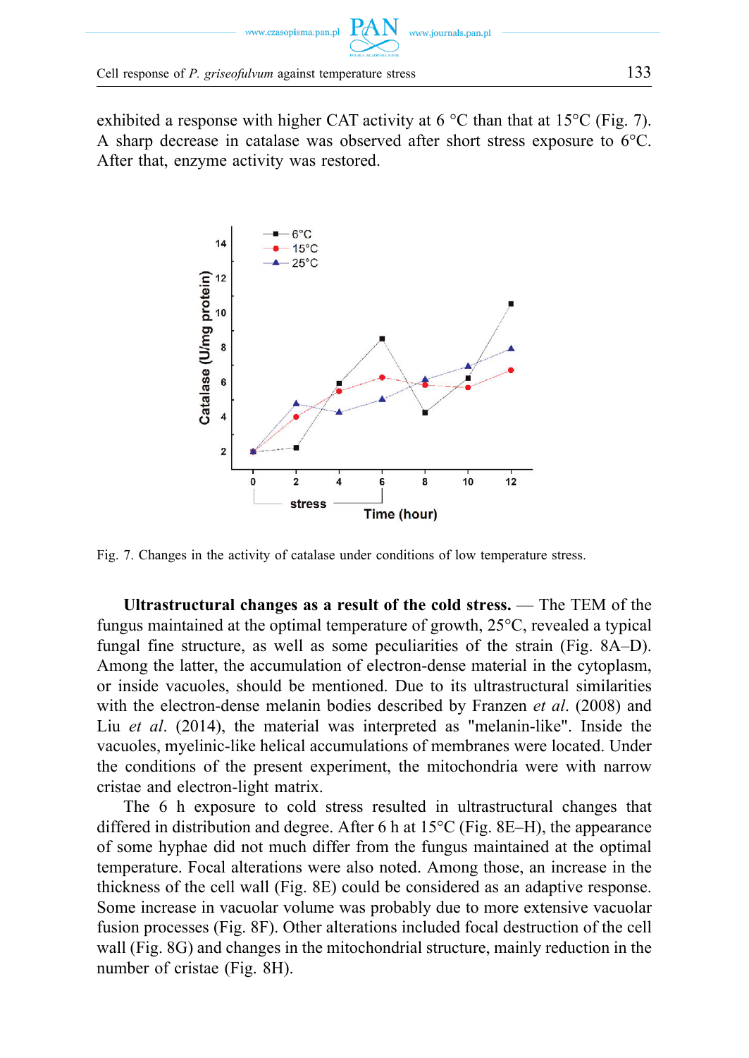exhibited a response with higher CAT activity at 6 °C than that at 15°C (Fig. 7). A sharp decrease in catalase was observed after short stress exposure to 6°C. After that, enzyme activity was restored.

Fig. 7. Changes in the activity of catalase under conditions of low temperature stress.

**Ultrastructural changes as a result of the cold stress.** — The TEM of the fungus maintained at the optimal temperature of growth, 25°C, revealed a typical fungal fine structure, as well as some peculiarities of the strain (Fig. 8A–D). Among the latter, the accumulation of electron-dense material in the cytoplasm, or inside vacuoles, should be mentioned. Due to its ultrastructural similarities with the electron-dense melanin bodies described by Franzen *et al*. (2008) and Liu *et al*. (2014), the material was interpreted as "melanin-like". Inside the vacuoles, myelinic-like helical accumulations of membranes were located. Under the conditions of the present experiment, the mitochondria were with narrow cristae and electron-light matrix.

The 6 h exposure to cold stress resulted in ultrastructural changes that differed in distribution and degree. After 6 h at 15°C (Fig. 8E–H), the appearance of some hyphae did not much differ from the fungus maintained at the optimal temperature. Focal alterations were also noted. Among those, an increase in the thickness of the cell wall (Fig. 8E) could be considered as an adaptive response. Some increase in vacuolar volume was probably due to more extensive vacuolar fusion processes (Fig. 8F). Other alterations included focal destruction of the cell wall (Fig. 8G) and changes in the mitochondrial structure, mainly reduction in the number of cristae (Fig. 8H).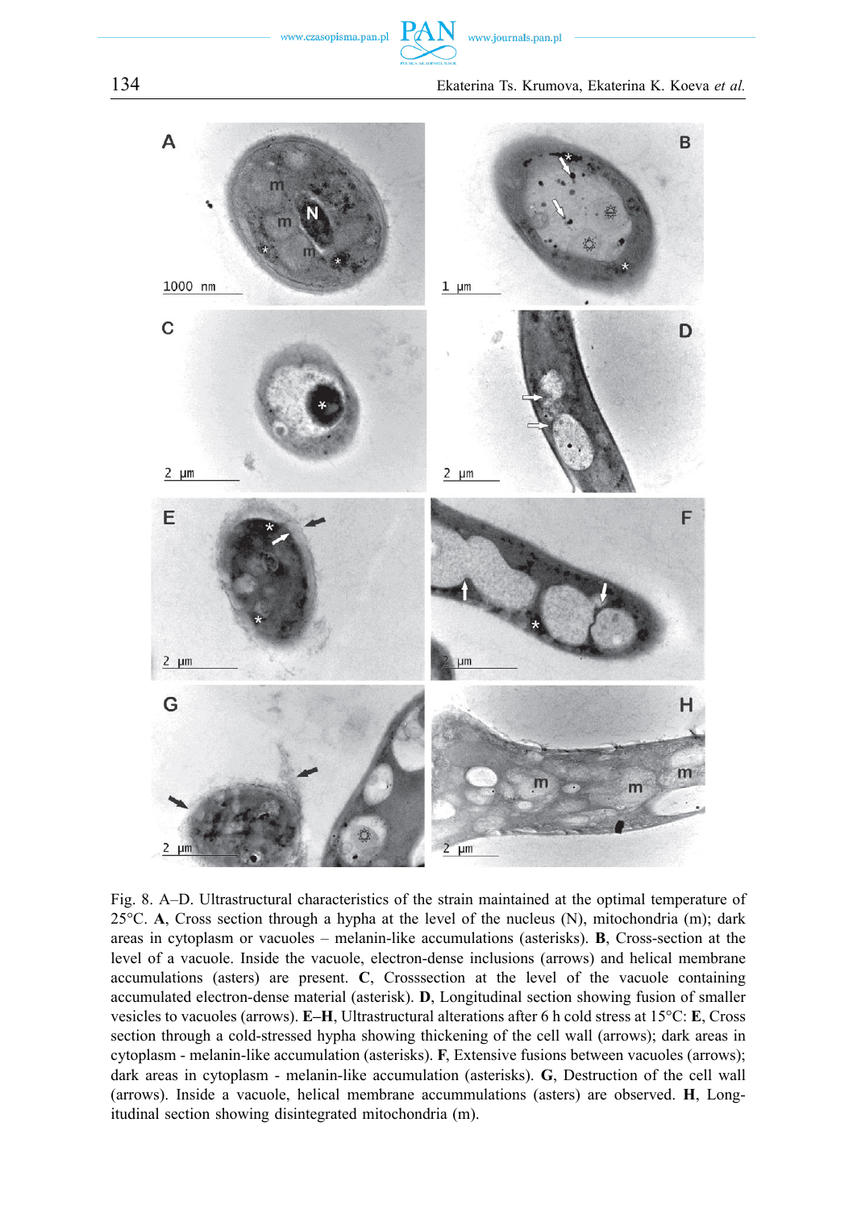Fig. 8. A–D. Ultrastructural characteristics of the strain maintained at the optimal temperature of 25°C. **A**, Cross section through a hypha at the level of the nucleus (N), mitochondria (m); dark areas in cytoplasm or vacuoles – melanin-like accumulations (asterisks). **B**, Cross-section at the level of a vacuole. Inside the vacuole, electron-dense inclusions (arrows) and helical membrane accumulations (asters) are present. **C**, Crosssection at the level of the vacuole containing accumulated electron-dense material (asterisk). **D**, Longitudinal section showing fusion of smaller vesicles to vacuoles (arrows). **E–H**, Ultrastructural alterations after 6 h cold stress at 15°C: **E**, Cross section through a cold-stressed hypha showing thickening of the cell wall (arrows); dark areas in cytoplasm - melanin-like accumulation (asterisks). **F**, Extensive fusions between vacuoles (arrows); dark areas in cytoplasm - melanin-like accumulation (asterisks). **G**, Destruction of the cell wall (arrows). Inside a vacuole, helical membrane accummulations (asters) are observed. **H**, Long-itudinal section showing disintegrated mitochondria (m).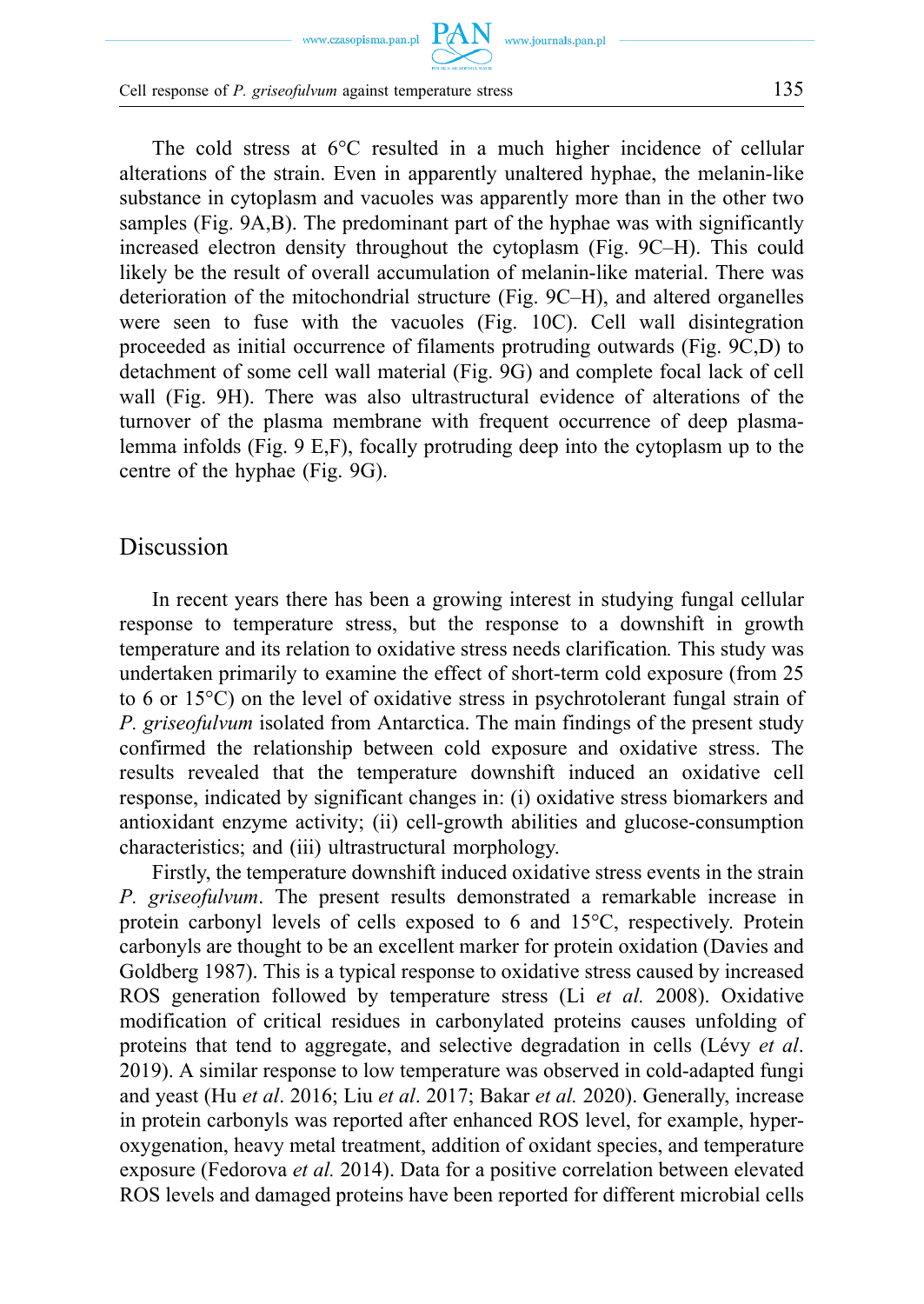The cold stress at 6°C resulted in a much higher incidence of cellular alterations of the strain. Even in apparently unaltered hyphae, the melanin-like substance in cytoplasm and vacuoles was apparently more than in the other two samples (Fig. 9A,B). The predominant part of the hyphae was with significantly increased electron density throughout the cytoplasm (Fig. 9C–H). This could likely be the result of overall accumulation of melanin-like material. There was deterioration of the mitochondrial structure (Fig. 9C–H), and altered organelles were seen to fuse with the vacuoles (Fig. 10C). Cell wall disintegration proceeded as initial occurrence of filaments protruding outwards (Fig. 9C,D) to detachment of some cell wall material (Fig. 9G) and complete focal lack of cell wall (Fig. 9H). There was also ultrastructural evidence of alterations of the turnover of the plasma membrane with frequent occurrence of deep plasmalemma infolds (Fig. 9 E,F), focally protruding deep into the cytoplasm up to the centre of the hyphae (Fig. 9G).

## Discussion

In recent years there has been a growing interest in studying fungal cellular response to temperature stress, but the response to a downshift in growth temperature and its relation to oxidative stress needs clarification. This study was undertaken primarily to examine the effect of short-term cold exposure (from 25 to 6 or 15°C) on the level of oxidative stress in psychrotolerant fungal strain of *P. griseofulvum* isolated from Antarctica. The main findings of the present study confirmed the relationship between cold exposure and oxidative stress. The results revealed that the temperature downshift induced an oxidative cell response, indicated by significant changes in: (i) oxidative stress biomarkers and antioxidant enzyme activity; (ii) cell-growth abilities and glucose-consumption characteristics; and (iii) ultrastructural morphology.

Firstly, the temperature downshift induced oxidative stress events in the strain *P. griseofulvum*. The present results demonstrated a remarkable increase in protein carbonyl levels of cells exposed to 6 and 15°C, respectively. Protein carbonyls are thought to be an excellent marker for protein oxidation (Davies and Goldberg 1987). This is a typical response to oxidative stress caused by increased ROS generation followed by temperature stress (Li *et al.* 2008). Oxidative modification of critical residues in carbonylated proteins causes unfolding of proteins that tend to aggregate, and selective degradation in cells (Lévy *et al*. 2019). A similar response to low temperature was observed in cold-adapted fungi and yeast (Hu *et al*. 2016; Liu *et al*. 2017; Bakar *et al.* 2020). Generally, increase in protein carbonyls was reported after enhanced ROS level, for example, hyperoxygenation, heavy metal treatment, addition of oxidant species, and temperature exposure (Fedorova *et al.* 2014). Data for a positive correlation between elevated ROS levels and damaged proteins have been reported for different microbial cells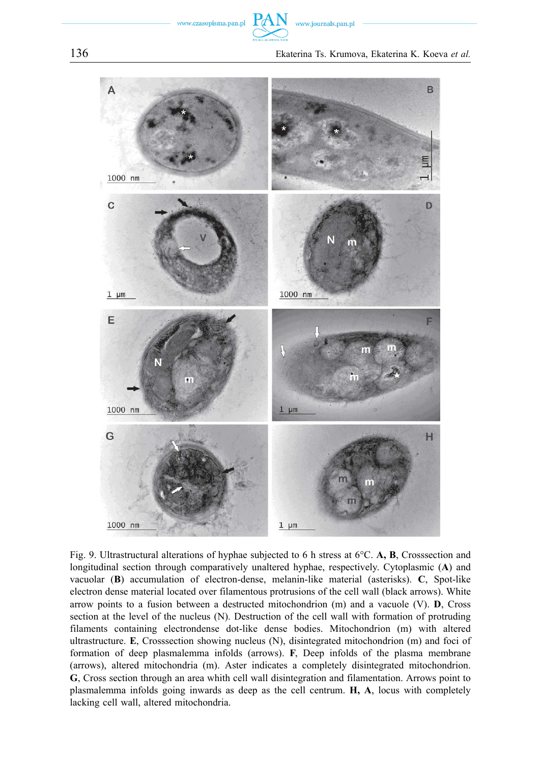Fig. 9. Ultrastructural alterations of hyphae subjected to 6 h stress at 6°C. **A, B**, Crosssection and longitudinal section through comparatively unaltered hyphae, respectively. Cytoplasmic (**A**) and vacuolar (**B**) accumulation of electron-dense, melanin-like material (asterisks). **C**, Spot-like electron dense material located over filamentous protrusions of the cell wall (black arrows). White arrow points to a fusion between a destructed mitochondrion (m) and a vacuole (V). **D**, Cross section at the level of the nucleus (N). Destruction of the cell wall with formation of protruding filaments containing electrondense dot-like dense bodies. Mitochondrion (m) with altered ultrastructure. **E**, Crosssection showing nucleus (N), disintegrated mitochondrion (m) and foci of formation of deep plasmalemma infolds (arrows). **F**, Deep infolds of the plasma membrane (arrows), altered mitochondria (m). Aster indicates a completely disintegrated mitochondrion. **G**, Cross section through an area whith cell wall disintegration and filamentation. Arrows point to plasmalemma infolds going inwards as deep as the cell centrum. **H, A**, locus with completely lacking cell wall, altered mitochondria.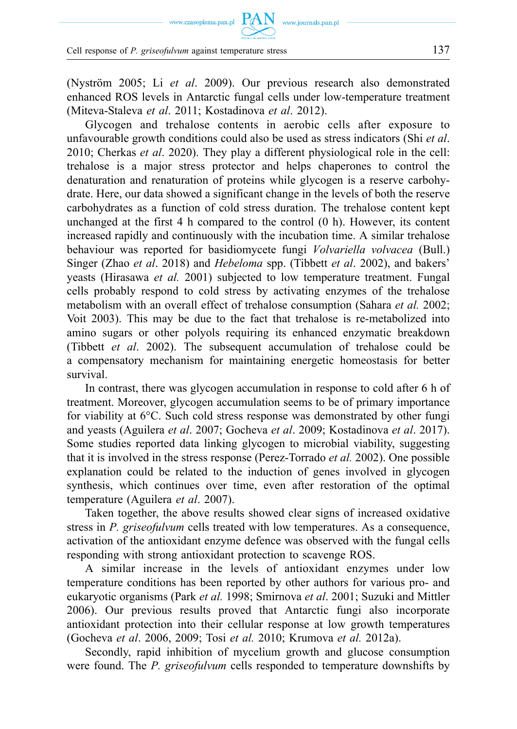(Nyström 2005; Li *et al*. 2009). Our previous research also demonstrated enhanced ROS levels in Antarctic fungal cells under low-temperature treatment (Miteva-Staleva *et al*. 2011; Kostadinova *et al*. 2012).

Glycogen and trehalose contents in aerobic cells after exposure to unfavourable growth conditions could also be used as stress indicators (Shi *et al*. 2010; Cherkas *et al*. 2020). They play a different physiological role in the cell: trehalose is a major stress protector and helps chaperones to control the denaturation and renaturation of proteins while glycogen is a reserve carbohydrate. Here, our data showed a significant change in the levels of both the reserve carbohydrates as a function of cold stress duration. The trehalose content kept unchanged at the first 4 h compared to the control (0 h). However, its content increased rapidly and continuously with the incubation time. A similar trehalose behaviour was reported for basidiomycete fungi *Volvariella volvacea* (Bull.) Singer (Zhao *et al*. 2018) and *Hebeloma* spp. (Tibbett *et al*. 2002), and bakers' yeasts (Hirasawa *et al.* 2001) subjected to low temperature treatment. Fungal cells probably respond to cold stress by activating enzymes of the trehalose metabolism with an overall effect of trehalose consumption (Sahara *et al.* 2002; Voit 2003). This may be due to the fact that trehalose is re-metabolized into amino sugars or other polyols requiring its enhanced enzymatic breakdown (Tibbett *et al*. 2002). The subsequent accumulation of trehalose could be a compensatory mechanism for maintaining energetic homeostasis for better survival.

In contrast, there was glycogen accumulation in response to cold after 6 h of treatment. Moreover, glycogen accumulation seems to be of primary importance for viability at 6°C. Such cold stress response was demonstrated by other fungi and yeasts (Aguilera *et al*. 2007; Gocheva *et al*. 2009; Kostadinova *et al*. 2017). Some studies reported data linking glycogen to microbial viability, suggesting that it is involved in the stress response (Perez-Torrado *et al.* 2002). One possible explanation could be related to the induction of genes involved in glycogen synthesis, which continues over time, even after restoration of the optimal temperature (Aguilera *et al*. 2007).

Taken together, the above results showed clear signs of increased oxidative stress in *P. griseofulvum* cells treated with low temperatures. As a consequence, activation of the antioxidant enzyme defence was observed with the fungal cells responding with strong antioxidant protection to scavenge ROS.

A similar increase in the levels of antioxidant enzymes under low temperature conditions has been reported by other authors for various pro- and eukaryotic organisms (Park *et al.* 1998; Smirnova *et al*. 2001; Suzuki and Mittler 2006). Our previous results proved that Antarctic fungi also incorporate antioxidant protection into their cellular response at low growth temperatures (Gocheva *et al*. 2006, 2009; Tosi *et al.* 2010; Krumova *et al.* 2012a).

Secondly, rapid inhibition of mycelium growth and glucose consumption were found. The *P. griseofulvum* cells responded to temperature downshifts by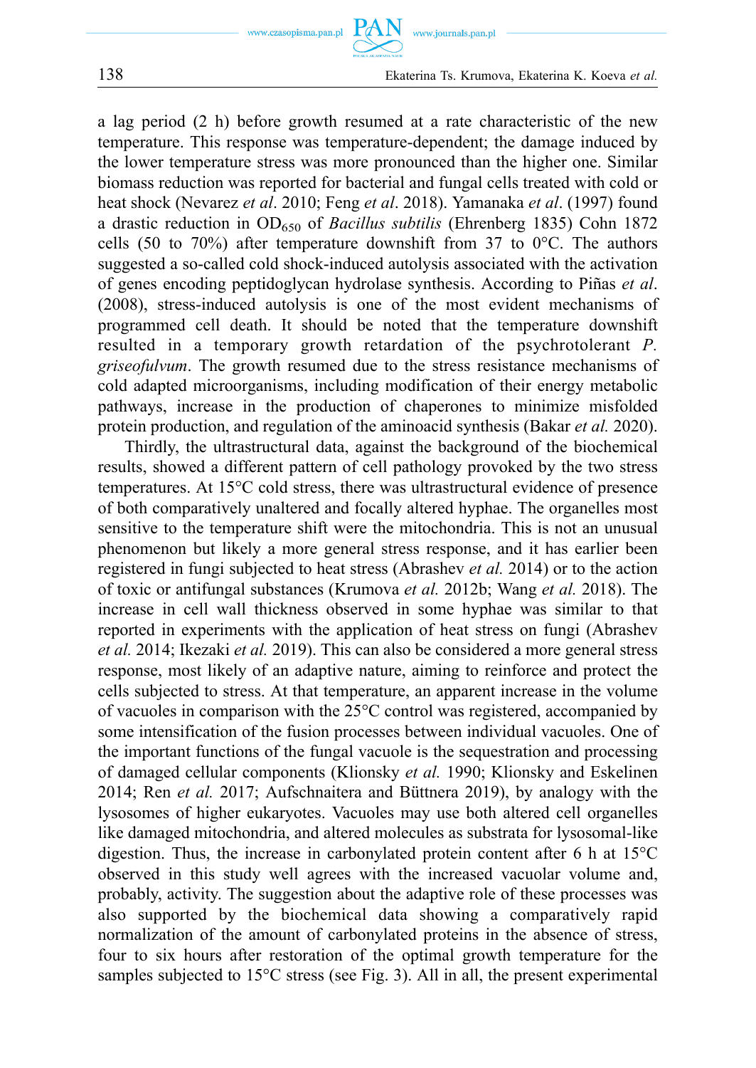a lag period (2 h) before growth resumed at a rate characteristic of the new temperature. This response was temperature-dependent; the damage induced by the lower temperature stress was more pronounced than the higher one. Similar biomass reduction was reported for bacterial and fungal cells treated with cold or heat shock (Nevarez *et al*. 2010; Feng *et al*. 2018). Yamanaka *et al*. (1997) found a drastic reduction in $OD_{650}$ of *Bacillus subtilis* (Ehrenberg 1835) Cohn 1872 cells (50 to 70%) after temperature downshift from 37 to 0°C. The authors suggested a so-called cold shock-induced autolysis associated with the activation of genes encoding peptidoglycan hydrolase synthesis. According to Piñas *et al*. (2008), stress-induced autolysis is one of the most evident mechanisms of programmed cell death. It should be noted that the temperature downshift resulted in a temporary growth retardation of the psychrotolerant *P. griseofulvum*. The growth resumed due to the stress resistance mechanisms of cold adapted microorganisms, including modification of their energy metabolic pathways, increase in the production of chaperones to minimize misfolded protein production, and regulation of the aminoacid synthesis (Bakar *et al.* 2020).

Thirdly, the ultrastructural data, against the background of the biochemical results, showed a different pattern of cell pathology provoked by the two stress temperatures. At 15°C cold stress, there was ultrastructural evidence of presence of both comparatively unaltered and focally altered hyphae. The organelles most sensitive to the temperature shift were the mitochondria. This is not an unusual phenomenon but likely a more general stress response, and it has earlier been registered in fungi subjected to heat stress (Abrashev *et al.* 2014) or to the action of toxic or antifungal substances (Krumova *et al.* 2012b; Wang *et al.* 2018). The increase in cell wall thickness observed in some hyphae was similar to that reported in experiments with the application of heat stress on fungi (Abrashev *et al.* 2014; Ikezaki *et al.* 2019). This can also be considered a more general stress response, most likely of an adaptive nature, aiming to reinforce and protect the cells subjected to stress. At that temperature, an apparent increase in the volume of vacuoles in comparison with the 25°C control was registered, accompanied by some intensification of the fusion processes between individual vacuoles. One of the important functions of the fungal vacuole is the sequestration and processing of damaged cellular components (Klionsky *et al.* 1990; Klionsky and Eskelinen 2014; Ren *et al.* 2017; Aufschnaitera and Büttnera 2019), by analogy with the lysosomes of higher eukaryotes. Vacuoles may use both altered cell organelles like damaged mitochondria, and altered molecules as substrata for lysosomal-like digestion. Thus, the increase in carbonylated protein content after 6 h at 15°C observed in this study well agrees with the increased vacuolar volume and, probably, activity. The suggestion about the adaptive role of these processes was also supported by the biochemical data showing a comparatively rapid normalization of the amount of carbonylated proteins in the absence of stress, four to six hours after restoration of the optimal growth temperature for the samples subjected to 15°C stress (see Fig. 3). All in all, the present experimental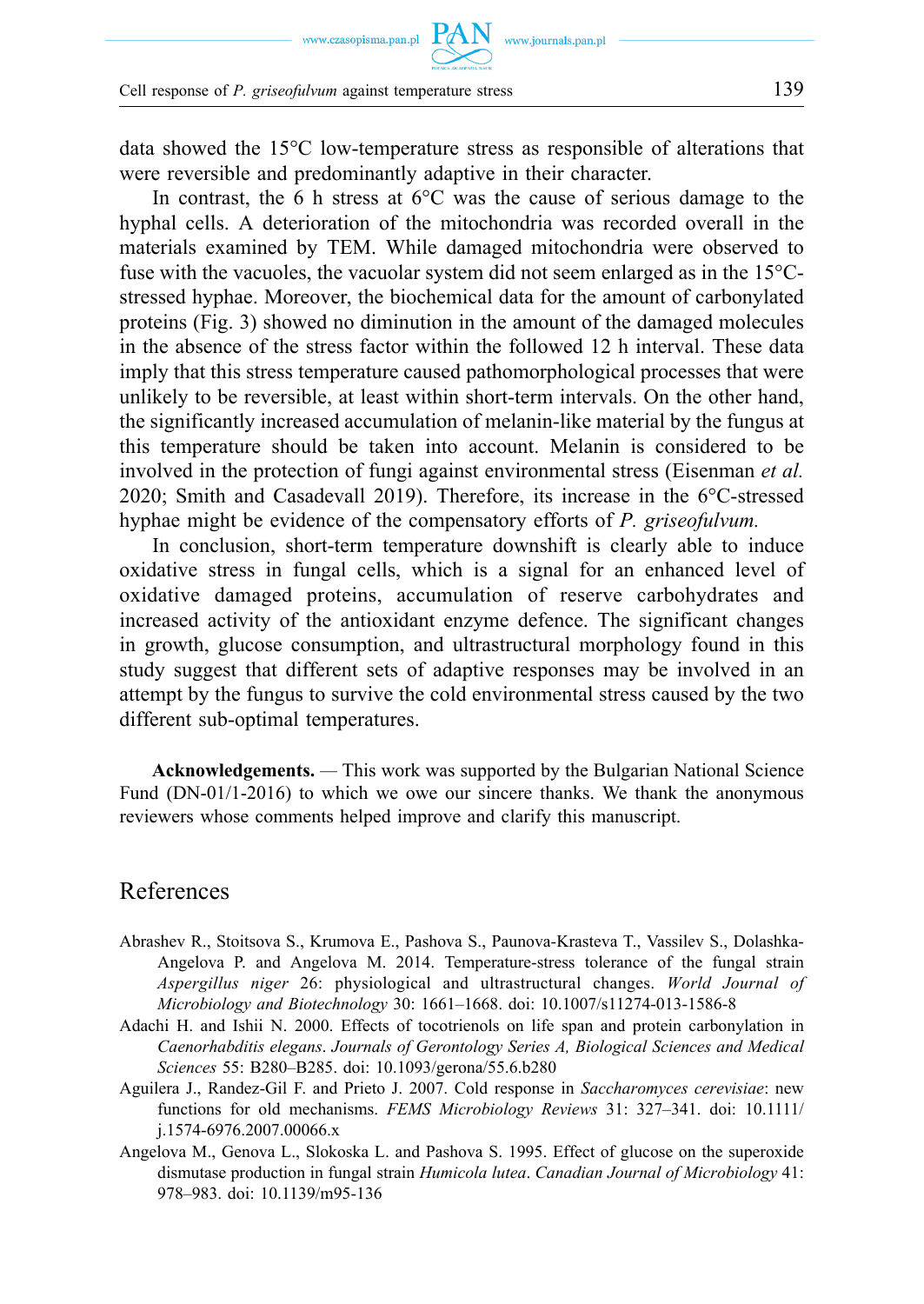data showed the 15°C low-temperature stress as responsible of alterations that were reversible and predominantly adaptive in their character.

In contrast, the 6 h stress at 6°C was the cause of serious damage to the hyphal cells. A deterioration of the mitochondria was recorded overall in the materials examined by TEM. While damaged mitochondria were observed to fuse with the vacuoles, the vacuolar system did not seem enlarged as in the 15°C-stressed hyphae. Moreover, the biochemical data for the amount of carbonylated proteins (Fig. 3) showed no diminution in the amount of the damaged molecules in the absence of the stress factor within the followed 12 h interval. These data imply that this stress temperature caused pathomorphological processes that were unlikely to be reversible, at least within short-term intervals. On the other hand, the significantly increased accumulation of melanin-like material by the fungus at this temperature should be taken into account. Melanin is considered to be involved in the protection of fungi against environmental stress (Eisenman *et al.* 2020; Smith and Casadevall 2019). Therefore, its increase in the 6°C-stressed hyphae might be evidence of the compensatory efforts of *P. griseofulvum.*

In conclusion, short-term temperature downshift is clearly able to induce oxidative stress in fungal cells, which is a signal for an enhanced level of oxidative damaged proteins, accumulation of reserve carbohydrates and increased activity of the antioxidant enzyme defence. The significant changes in growth, glucose consumption, and ultrastructural morphology found in this study suggest that different sets of adaptive responses may be involved in an attempt by the fungus to survive the cold environmental stress caused by the two different sub-optimal temperatures.

**Acknowledgements.** — This work was supported by the Bulgarian National Science Fund (DN-01/1-2016) to which we owe our sincere thanks. We thank the anonymous reviewers whose comments helped improve and clarify this manuscript.

## References

Abrashev R., Stoitsova S., Krumova E., Pashova S., Paunova-Krasteva T., Vassilev S., Dolashka-Angelova P. and Angelova M. 2014. Temperature-stress tolerance of the fungal strain *Aspergillus niger* 26: physiological and ultrastructural changes. *World Journal of Microbiology and Biotechnology* 30: 1661–1668. doi: 10.1007/s11274-013-1586-8

Adachi H. and Ishii N. 2000. Effects of tocotrienols on life span and protein carbonylation in *Caenorhabditis elegans*. *Journals of Gerontology Series A, Biological Sciences and Medical Sciences* 55: B280–B285. doi: 10.1093/gerona/55.6.b280

Aguilera J., Randez-Gil F. and Prieto J. 2007. Cold response in *Saccharomyces cerevisiae*: new functions for old mechanisms. *FEMS Microbiology Reviews* 31: 327–341. doi: 10.1111/j.1574-6976.2007.00066.x

Angelova M., Genova L., Slokoska L. and Pashova S. 1995. Effect of glucose on the superoxide dismutase production in fungal strain *Humicola lutea*. *Canadian Journal of Microbiology* 41: 978–983. doi: 10.1139/m95-136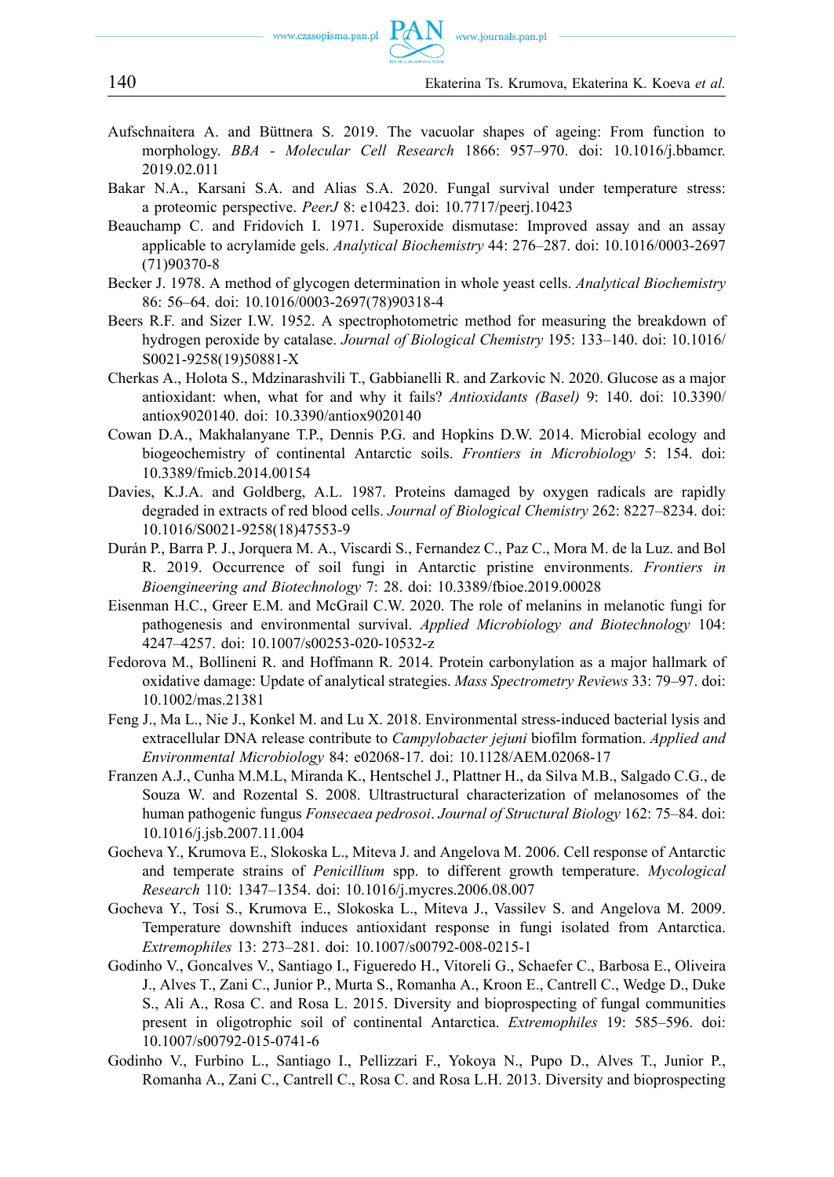Aufschnaitera A. and Büttnera S. 2019. The vacuolar shapes of ageing: From function to morphology. *BBA - Molecular Cell Research* 1866: 957–970. doi: 10.1016/j.bbamcr.2019.02.011

Bakar N.A., Karsani S.A. and Alias S.A. 2020. Fungal survival under temperature stress: a proteomic perspective. *PeerJ* 8: e10423. doi: 10.7717/peerj.10423

Beauchamp C. and Fridovich I. 1971. Superoxide dismutase: Improved assay and an assay applicable to acrylamide gels. *Analytical Biochemistry* 44: 276–287. doi: 10.1016/0003-2697(71)90370-8

Becker J. 1978. A method of glycogen determination in whole yeast cells. *Analytical Biochemistry* 86: 56–64. doi: 10.1016/0003-2697(78)90318-4

Beers R.F. and Sizer I.W. 1952. A spectrophotometric method for measuring the breakdown of hydrogen peroxide by catalase. *Journal of Biological Chemistry* 195: 133–140. doi: 10.1016/S0021-9258(19)50881-X

Cherkas A., Holota S., Mdzinarashvili T., Gabbianelli R. and Zarkovic N. 2020. Glucose as a major antioxidant: when, what for and why it fails? *Antioxidants (Basel)* 9: 140. doi: 10.3390/antiox9020140. doi: 10.3390/antiox9020140

Cowan D.A., Makhalanyane T.P., Dennis P.G. and Hopkins D.W. 2014. Microbial ecology and biogeochemistry of continental Antarctic soils. *Frontiers in Microbiology* 5: 154. doi: 10.3389/fmicb.2014.00154

Davies, K.J.A. and Goldberg, A.L. 1987. Proteins damaged by oxygen radicals are rapidly degraded in extracts of red blood cells. *Journal of Biological Chemistry* 262: 8227–8234. doi: 10.1016/S0021-9258(18)47553-9

Durán P., Barra P. J., Jorquera M. A., Viscardi S., Fernandez C., Paz C., Mora M. de la Luz. and Bol R. 2019. Occurrence of soil fungi in Antarctic pristine environments. *Frontiers in Bioengineering and Biotechnology* 7: 28. doi: 10.3389/fbioe.2019.00028

Eisenman H.C., Greer E.M. and McGrail C.W. 2020. The role of melanins in melanotic fungi for pathogenesis and environmental survival. *Applied Microbiology and Biotechnology* 104: 4247–4257. doi: 10.1007/s00253-020-10532-z

Fedorova M., Bollineni R. and Hoffmann R. 2014. Protein carbonylation as a major hallmark of oxidative damage: Update of analytical strategies. *Mass Spectrometry Reviews* 33: 79–97. doi: 10.1002/mas.21381

Feng J., Ma L., Nie J., Konkel M. and Lu X. 2018. Environmental stress-induced bacterial lysis and extracellular DNA release contribute to *Campylobacter jejuni* biofilm formation. *Applied and Environmental Microbiology* 84: e02068-17. doi: 10.1128/AEM.02068-17

Franzen A.J., Cunha M.M.L, Miranda K., Hentschel J., Plattner H., da Silva M.B., Salgado C.G., de Souza W. and Rozental S. 2008. Ultrastructural characterization of melanosomes of the human pathogenic fungus *Fonsecaea pedrosoi*. *Journal of Structural Biology* 162: 75–84. doi: 10.1016/j.jsb.2007.11.004

Gocheva Y., Krumova E., Slokoska L., Miteva J. and Angelova M. 2006. Cell response of Antarctic and temperate strains of *Penicillium* spp. to different growth temperature. *Mycological Research* 110: 1347–1354. doi: 10.1016/j.mycres.2006.08.007

Gocheva Y., Tosi S., Krumova E., Slokoska L., Miteva J., Vassilev S. and Angelova M. 2009. Temperature downshift induces antioxidant response in fungi isolated from Antarctica. *Extremophiles* 13: 273–281. doi: 10.1007/s00792-008-0215-1

Godinho V., Goncalves V., Santiago I., Figueredo H., Vitoreli G., Schaefer C., Barbosa E., Oliveira J., Alves T., Zani C., Junior P., Murta S., Romanha A., Kroon E., Cantrell C., Wedge D., Duke S., Ali A., Rosa C. and Rosa L. 2015. Diversity and bioprospecting of fungal communities present in oligotrophic soil of continental Antarctica. *Extremophiles* 19: 585–596. doi: 10.1007/s00792-015-0741-6

Godinho V., Furbino L., Santiago I., Pellizzari F., Yokoya N., Pupo D., Alves T., Junior P., Romanha A., Zani C., Cantrell C., Rosa C. and Rosa L.H. 2013. Diversity and bioprospecting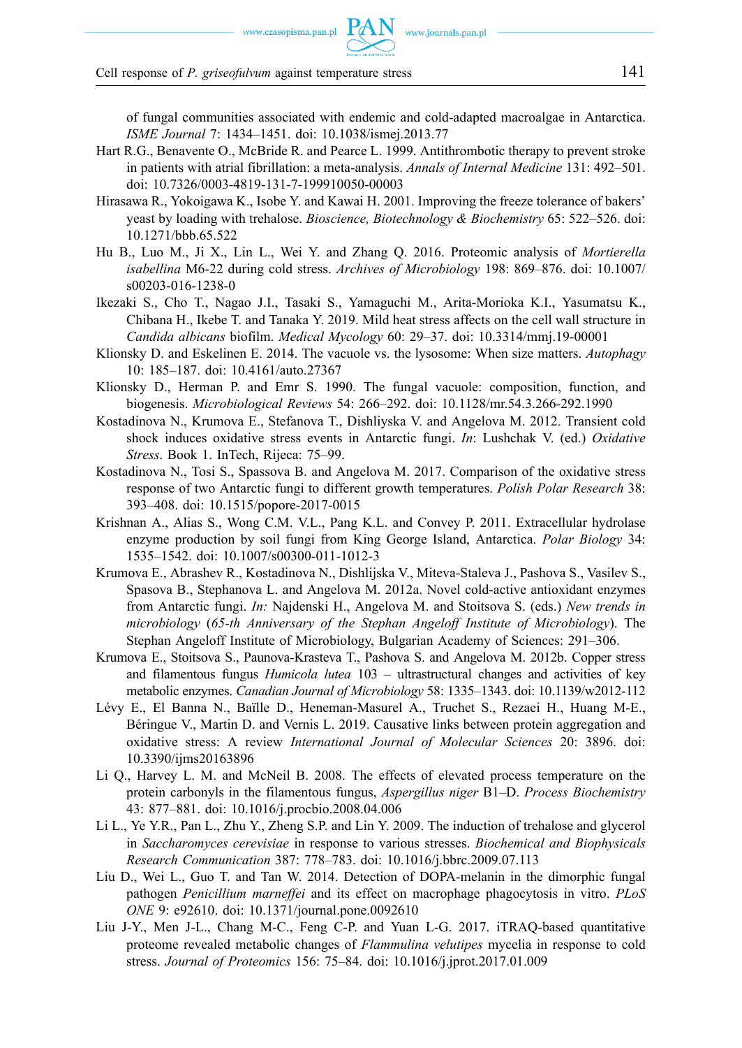of fungal communities associated with endemic and cold-adapted macroalgae in Antarctica. *ISME Journal* 7: 1434–1451. doi: 10.1038/ismej.2013.77

Hart R.G., Benavente O., McBride R. and Pearce L. 1999. Antithrombotic therapy to prevent stroke in patients with atrial fibrillation: a meta-analysis. *Annals of Internal Medicine* 131: 492–501. doi: 10.7326/0003-4819-131-7-199910050-00003

Hirasawa R., Yokoigawa K., Isobe Y. and Kawai H. 2001. Improving the freeze tolerance of bakers' yeast by loading with trehalose. *Bioscience, Biotechnology & Biochemistry* 65: 522–526. doi: 10.1271/bbb.65.522

Hu B., Luo M., Ji X., Lin L., Wei Y. and Zhang Q. 2016. Proteomic analysis of *Mortierella isabellina* M6-22 during cold stress. *Archives of Microbiology* 198: 869–876. doi: 10.1007/s00203-016-1238-0

Ikezaki S., Cho T., Nagao J.I., Tasaki S., Yamaguchi M., Arita-Morioka K.I., Yasumatsu K., Chibana H., Ikebe T. and Tanaka Y. 2019. Mild heat stress affects on the cell wall structure in *Candida albicans* biofilm. *Medical Mycology* 60: 29–37. doi: 10.3314/mmj.19-00001

Klionsky D. and Eskelinen E. 2014. The vacuole vs. the lysosome: When size matters. *Autophagy* 10: 185–187. doi: 10.4161/auto.27367

Klionsky D., Herman P. and Emr S. 1990. The fungal vacuole: composition, function, and biogenesis. *Microbiological Reviews* 54: 266–292. doi: 10.1128/mr.54.3.266-292.1990

Kostadinova N., Krumova E., Stefanova T., Dishliyska V. and Angelova M. 2012. Transient cold shock induces oxidative stress events in Antarctic fungi. *In*: Lushchak V. (ed.) *Oxidative Stress*. Book 1. InTech, Rijeca: 75–99.

Kostadinova N., Tosi S., Spassova B. and Angelova M. 2017. Comparison of the oxidative stress response of two Antarctic fungi to different growth temperatures. *Polish Polar Research* 38: 393–408. doi: 10.1515/popore-2017-0015

Krishnan A., Alias S., Wong C.M. V.L., Pang K.L. and Convey P. 2011. Extracellular hydrolase enzyme production by soil fungi from King George Island, Antarctica. *Polar Biology* 34: 1535–1542. doi: 10.1007/s00300-011-1012-3

Krumova E., Abrashev R., Kostadinova N., Dishlijska V., Miteva-Staleva J., Pashova S., Vasilev S., Spasova B., Stephanova L. and Angelova M. 2012a. Novel cold-active antioxidant enzymes from Antarctic fungi. *In:* Najdenski H., Angelova M. and Stoitsova S. (eds.) *New trends in microbiology* (*65-th Anniversary of the Stephan Angeloff Institute of Microbiology*). The Stephan Angeloff Institute of Microbiology, Bulgarian Academy of Sciences: 291–306.

Krumova E., Stoitsova S., Paunova-Krasteva T., Pashova S. and Angelova M. 2012b. Copper stress and filamentous fungus *Humicola lutea* 103 – ultrastructural changes and activities of key metabolic enzymes. *Canadian Journal of Microbiology* 58: 1335–1343. doi: 10.1139/w2012-112

Lévy E., El Banna N., Baïlle D., Heneman-Masurel A., Truchet S., Rezaei H., Huang M-E., Béringue V., Martin D. and Vernis L. 2019. Causative links between protein aggregation and oxidative stress: A review *International Journal of Molecular Sciences* 20: 3896. doi: 10.3390/ijms20163896

Li Q., Harvey L. M. and McNeil B. 2008. The effects of elevated process temperature on the protein carbonyls in the filamentous fungus, *Aspergillus niger* B1–D. *Process Biochemistry* 43: 877–881. doi: 10.1016/j.procbio.2008.04.006

Li L., Ye Y.R., Pan L., Zhu Y., Zheng S.P. and Lin Y. 2009. The induction of trehalose and glycerol in *Saccharomyces cerevisiae* in response to various stresses. *Biochemical and Biophysicals Research Communication* 387: 778–783. doi: 10.1016/j.bbrc.2009.07.113

Liu D., Wei L., Guo T. and Tan W. 2014. Detection of DOPA-melanin in the dimorphic fungal pathogen *Penicillium marneffei* and its effect on macrophage phagocytosis in vitro. *PLoS ONE* 9: e92610. doi: 10.1371/journal.pone.0092610

Liu J-Y., Men J-L., Chang M-C., Feng C-P. and Yuan L-G. 2017. iTRAQ-based quantitative proteome revealed metabolic changes of *Flammulina velutipes* mycelia in response to cold stress. *Journal of Proteomics* 156: 75–84. doi: 10.1016/j.jprot.2017.01.009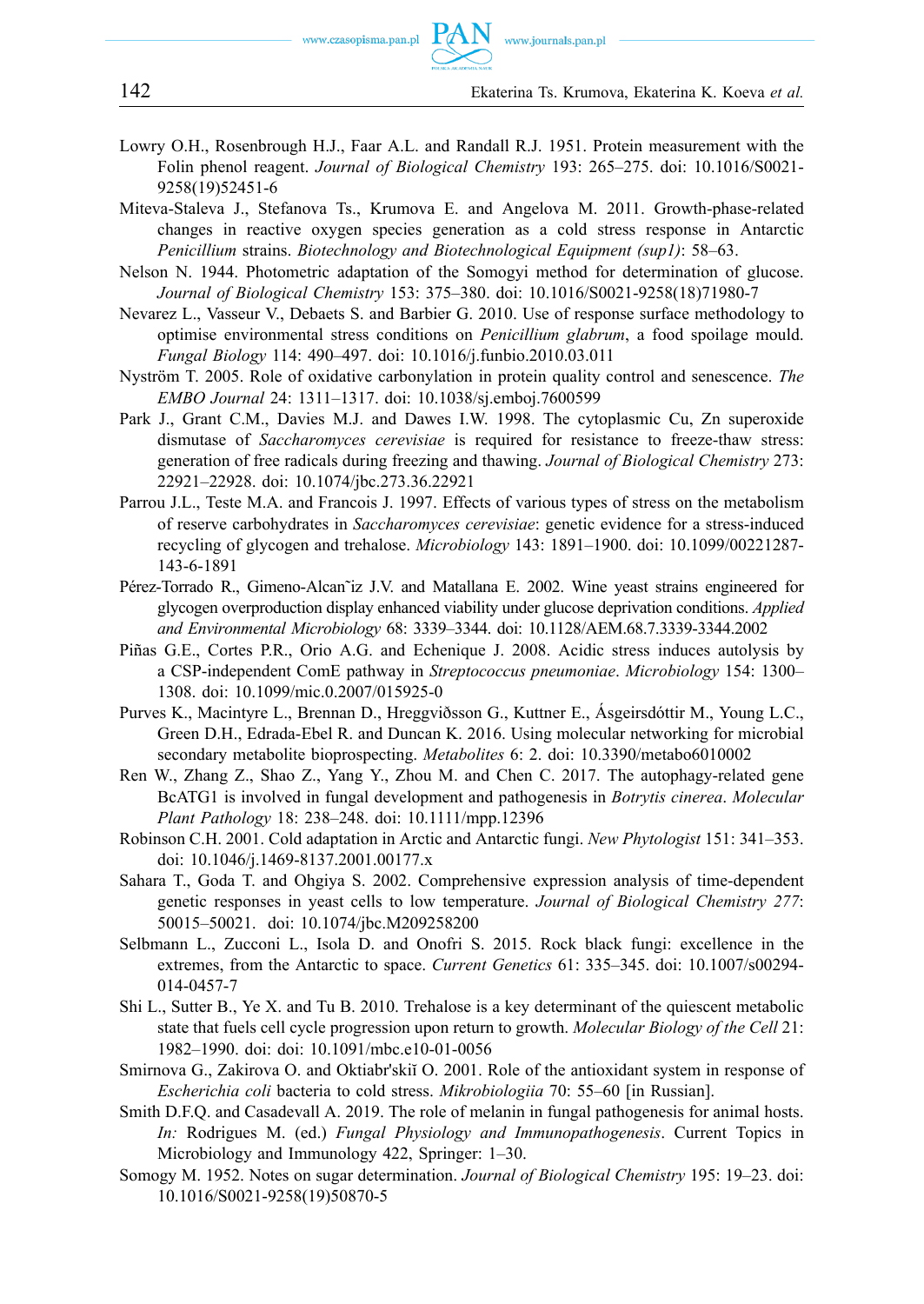Lowry O.H., Rosenbrough H.J., Faar A.L. and Randall R.J. 1951. Protein measurement with the Folin phenol reagent. *Journal of Biological Chemistry* 193: 265–275. doi: 10.1016/S0021-9258(19)52451-6

Miteva-Staleva J., Stefanova Ts., Krumova E. and Angelova M. 2011. Growth-phase-related changes in reactive oxygen species generation as a cold stress response in Antarctic *Penicillium* strains. *Biotechnology and Biotechnological Equipment (sup1)*: 58–63.

Nelson N. 1944. Photometric adaptation of the Somogyi method for determination of glucose. *Journal of Biological Chemistry* 153: 375–380. doi: 10.1016/S0021-9258(18)71980-7

Nevarez L., Vasseur V., Debaets S. and Barbier G. 2010. Use of response surface methodology to optimise environmental stress conditions on *Penicillium glabrum*, a food spoilage mould. *Fungal Biology* 114: 490–497. doi: 10.1016/j.funbio.2010.03.011

Nyström T. 2005. Role of oxidative carbonylation in protein quality control and senescence. *The EMBO Journal* 24: 1311–1317. doi: 10.1038/sj.emboj.7600599

Park J., Grant C.M., Davies M.J. and Dawes I.W. 1998. The cytoplasmic Cu, Zn superoxide dismutase of *Saccharomyces cerevisiae* is required for resistance to freeze-thaw stress: generation of free radicals during freezing and thawing. *Journal of Biological Chemistry* 273: 22921–22928. doi: 10.1074/jbc.273.36.22921

Parrou J.L., Teste M.A. and Francois J. 1997. Effects of various types of stress on the metabolism of reserve carbohydrates in *Saccharomyces cerevisiae*: genetic evidence for a stress-induced recycling of glycogen and trehalose. *Microbiology* 143: 1891–1900. doi: 10.1099/00221287-143-6-1891

Pérez-Torrado R., Gimeno-Alcan˜iz J.V. and Matallana E. 2002. Wine yeast strains engineered for glycogen overproduction display enhanced viability under glucose deprivation conditions. *Applied and Environmental Microbiology* 68: 3339–3344. doi: 10.1128/AEM.68.7.3339-3344.2002

Piñas G.E., Cortes P.R., Orio A.G. and Echenique J. 2008. Acidic stress induces autolysis by a CSP-independent ComE pathway in *Streptococcus pneumoniae*. *Microbiology* 154: 1300–1308. doi: 10.1099/mic.0.2007/015925-0

Purves K., Macintyre L., Brennan D., Hreggviðsson G., Kuttner E., Ásgeirsdóttir M., Young L.C., Green D.H., Edrada-Ebel R. and Duncan K. 2016. Using molecular networking for microbial secondary metabolite bioprospecting. *Metabolites* 6: 2. doi: 10.3390/metabo6010002

Ren W., Zhang Z., Shao Z., Yang Y., Zhou M. and Chen C. 2017. The autophagy-related gene BcATG1 is involved in fungal development and pathogenesis in *Botrytis cinerea*. *Molecular Plant Pathology* 18: 238–248. doi: 10.1111/mpp.12396

Robinson C.H. 2001. Cold adaptation in Arctic and Antarctic fungi. *New Phytologist* 151: 341–353. doi: 10.1046/j.1469-8137.2001.00177.x

Sahara T., Goda T. and Ohgiya S. 2002. Comprehensive expression analysis of time-dependent genetic responses in yeast cells to low temperature. *Journal of Biological Chemistry 277*: 50015–50021. doi: 10.1074/jbc.M209258200

Selbmann L., Zucconi L., Isola D. and Onofri S. 2015. Rock black fungi: excellence in the extremes, from the Antarctic to space. *Current Genetics* 61: 335–345. doi: 10.1007/s00294-014-0457-7

Shi L., Sutter B., Ye X. and Tu B. 2010. Trehalose is a key determinant of the quiescent metabolic state that fuels cell cycle progression upon return to growth. *Molecular Biology of the Cell* 21: 1982–1990. doi: doi: 10.1091/mbc.e10-01-0056

Smirnova G., Zakirova O. and Oktiabr'skiĭ O. 2001. Role of the antioxidant system in response of *Escherichia coli* bacteria to cold stress. *Mikrobiologiia* 70: 55–60 [in Russian].

Smith D.F.Q. and Casadevall A. 2019. The role of melanin in fungal pathogenesis for animal hosts. *In:* Rodrigues M. (ed.) *Fungal Physiology and Immunopathogenesis*. Current Topics in Microbiology and Immunology 422, Springer: 1–30.

Somogy M. 1952. Notes on sugar determination. *Journal of Biological Chemistry* 195: 19–23. doi: 10.1016/S0021-9258(19)50870-5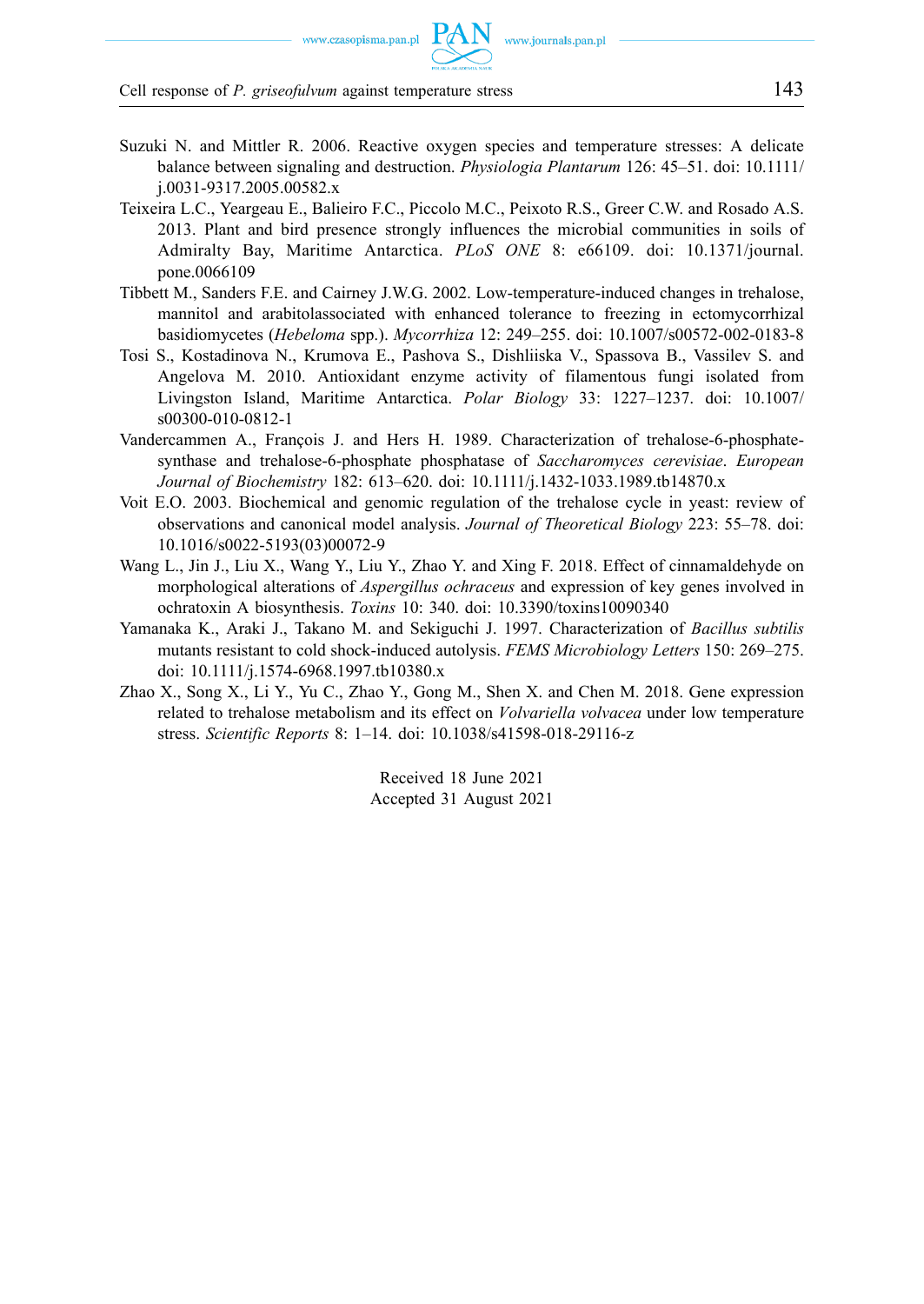Suzuki N. and Mittler R. 2006. Reactive oxygen species and temperature stresses: A delicate balance between signaling and destruction. *Physiologia Plantarum* 126: 45–51. doi: 10.1111/j.0031-9317.2005.00582.x

Teixeira L.C., Yeargeau E., Balieiro F.C., Piccolo M.C., Peixoto R.S., Greer C.W. and Rosado A.S. 2013. Plant and bird presence strongly influences the microbial communities in soils of Admiralty Bay, Maritime Antarctica. *PLoS ONE* 8: e66109. doi: 10.1371/journal.pone.0066109

Tibbett M., Sanders F.E. and Cairney J.W.G. 2002. Low-temperature-induced changes in trehalose, mannitol and arabitolassociated with enhanced tolerance to freezing in ectomycorrhizal basidiomycetes (*Hebeloma* spp.). *Mycorrhiza* 12: 249–255. doi: 10.1007/s00572-002-0183-8

Tosi S., Kostadinova N., Krumova E., Pashova S., Dishliiska V., Spassova B., Vassilev S. and Angelova M. 2010. Antioxidant enzyme activity of filamentous fungi isolated from Livingston Island, Maritime Antarctica. *Polar Biology* 33: 1227–1237. doi: 10.1007/s00300-010-0812-1

Vandercammen A., François J. and Hers H. 1989. Characterization of trehalose-6-phosphate-synthase and trehalose-6-phosphate phosphatase of *Saccharomyces cerevisiae*. *European Journal of Biochemistry* 182: 613–620. doi: 10.1111/j.1432-1033.1989.tb14870.x

Voit E.O. 2003. Biochemical and genomic regulation of the trehalose cycle in yeast: review of observations and canonical model analysis. *Journal of Theoretical Biology* 223: 55–78. doi: 10.1016/s0022-5193(03)00072-9

Wang L., Jin J., Liu X., Wang Y., Liu Y., Zhao Y. and Xing F. 2018. Effect of cinnamaldehyde on morphological alterations of *Aspergillus ochraceus* and expression of key genes involved in ochratoxin A biosynthesis. *Toxins* 10: 340. doi: 10.3390/toxins10090340

Yamanaka K., Araki J., Takano M. and Sekiguchi J. 1997. Characterization of *Bacillus subtilis* mutants resistant to cold shock-induced autolysis. *FEMS Microbiology Letters* 150: 269–275. doi: 10.1111/j.1574-6968.1997.tb10380.x

Zhao X., Song X., Li Y., Yu C., Zhao Y., Gong M., Shen X. and Chen M. 2018. Gene expression related to trehalose metabolism and its effect on *Volvariella volvacea* under low temperature stress. *Scientific Reports* 8: 1–14. doi: 10.1038/s41598-018-29116-z

Received 18 June 2021
Accepted 31 August 2021